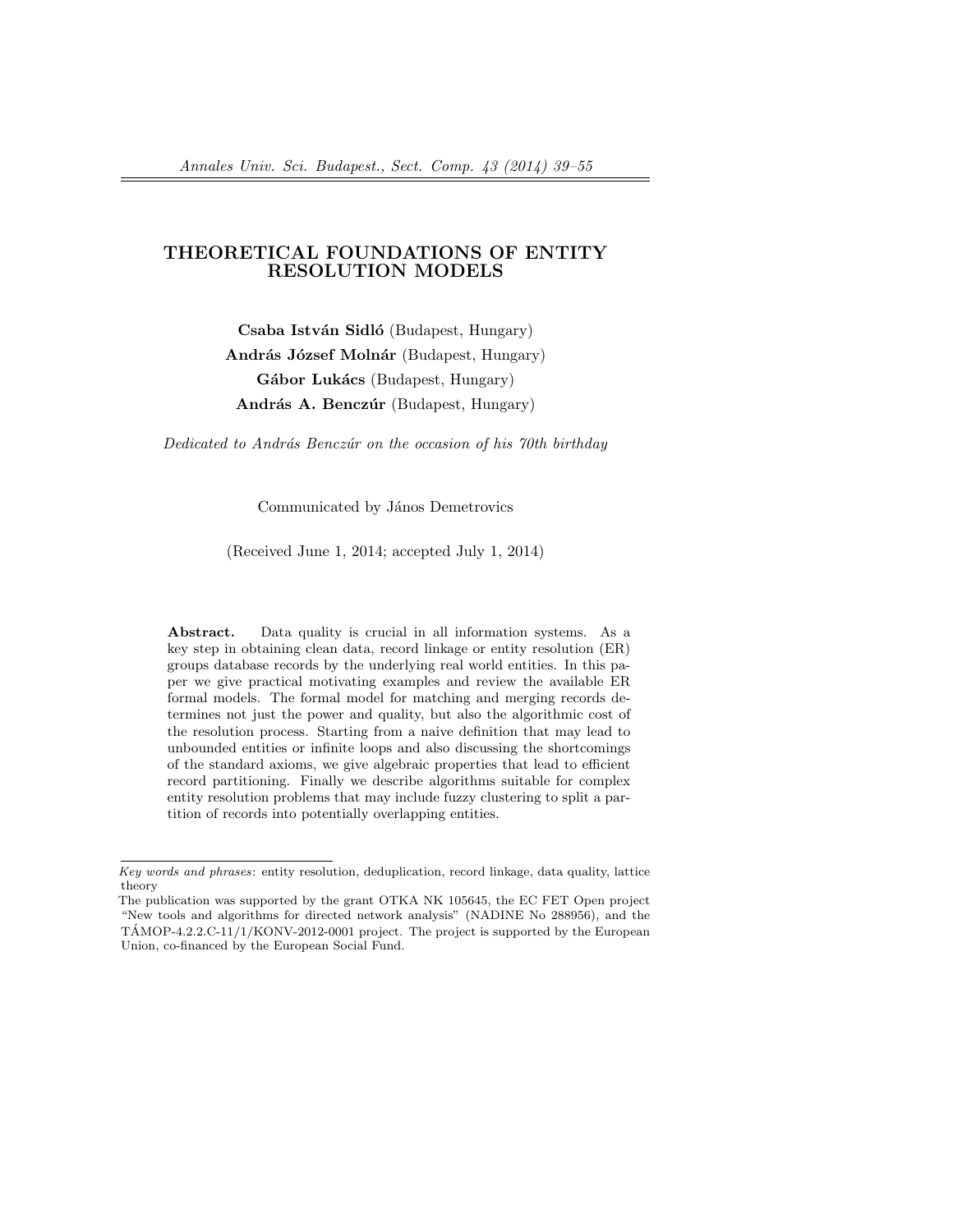# THEORETICAL FOUNDATIONS OF ENTITY RESOLUTION MODELS

**Csaba István Sidló** (Budapest, Hungary)
**András József Molnár** (Budapest, Hungary)
**Gábor Lukács** (Budapest, Hungary)
**András A. Benczúr** (Budapest, Hungary)

*Dedicated to András Benczúr on the occasion of his 70th birthday*

Communicated by János Demetrovics

(Received June 1, 2014; accepted July 1, 2014)

**Abstract.** Data quality is crucial in all information systems. As a key step in obtaining clean data, record linkage or entity resolution (ER) groups database records by the underlying real world entities. In this paper we give practical motivating examples and review the available ER formal models. The formal model for matching and merging records determines not just the power and quality, but also the algorithmic cost of the resolution process. Starting from a naive definition that may lead to unbounded entities or infinite loops and also discussing the shortcomings of the standard axioms, we give algebraic properties that lead to efficient record partitioning. Finally we describe algorithms suitable for complex entity resolution problems that may include fuzzy clustering to split a partition of records into potentially overlapping entities.

---

*Key words and phrases*: entity resolution, deduplication, record linkage, data quality, lattice theory

The publication was supported by the grant OTKA NK 105645, the EC FET Open project "New tools and algorithms for directed network analysis" (NADINE No 288956), and the TÁMOP-4.2.2.C-11/1/KONV-2012-0001 project. The project is supported by the European Union, co-financed by the European Social Fund.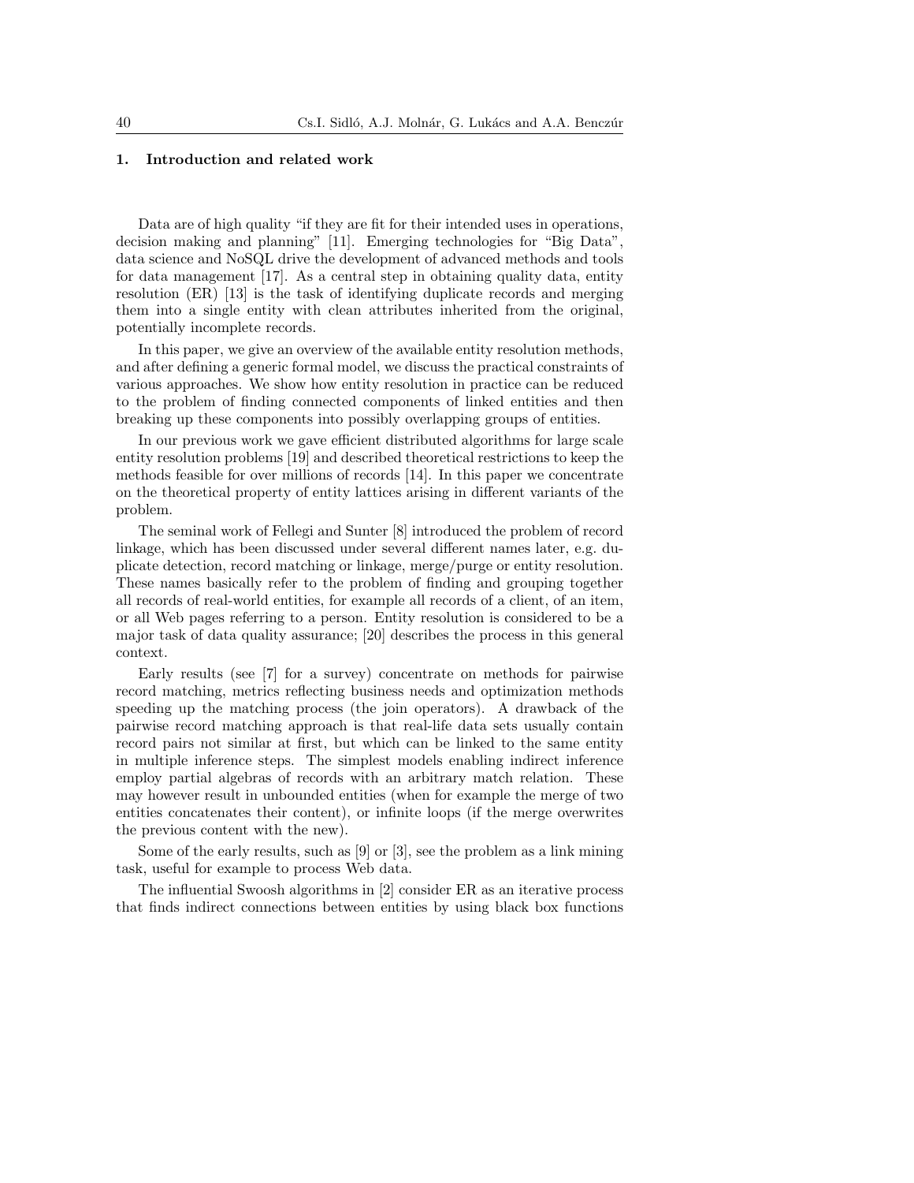## 1. Introduction and related work

Data are of high quality "if they are fit for their intended uses in operations, decision making and planning" [11]. Emerging technologies for "Big Data", data science and NoSQL drive the development of advanced methods and tools for data management [17]. As a central step in obtaining quality data, entity resolution (ER) [13] is the task of identifying duplicate records and merging them into a single entity with clean attributes inherited from the original, potentially incomplete records.

In this paper, we give an overview of the available entity resolution methods, and after defining a generic formal model, we discuss the practical constraints of various approaches. We show how entity resolution in practice can be reduced to the problem of finding connected components of linked entities and then breaking up these components into possibly overlapping groups of entities.

In our previous work we gave efficient distributed algorithms for large scale entity resolution problems [19] and described theoretical restrictions to keep the methods feasible for over millions of records [14]. In this paper we concentrate on the theoretical property of entity lattices arising in different variants of the problem.

The seminal work of Fellegi and Sunter [8] introduced the problem of record linkage, which has been discussed under several different names later, e.g. duplicate detection, record matching or linkage, merge/purge or entity resolution. These names basically refer to the problem of finding and grouping together all records of real-world entities, for example all records of a client, of an item, or all Web pages referring to a person. Entity resolution is considered to be a major task of data quality assurance; [20] describes the process in this general context.

Early results (see [7] for a survey) concentrate on methods for pairwise record matching, metrics reflecting business needs and optimization methods speeding up the matching process (the join operators). A drawback of the pairwise record matching approach is that real-life data sets usually contain record pairs not similar at first, but which can be linked to the same entity in multiple inference steps. The simplest models enabling indirect inference employ partial algebras of records with an arbitrary match relation. These may however result in unbounded entities (when for example the merge of two entities concatenates their content), or infinite loops (if the merge overwrites the previous content with the new).

Some of the early results, such as [9] or [3], see the problem as a link mining task, useful for example to process Web data.

The influential Swoosh algorithms in [2] consider ER as an iterative process that finds indirect connections between entities by using black box functions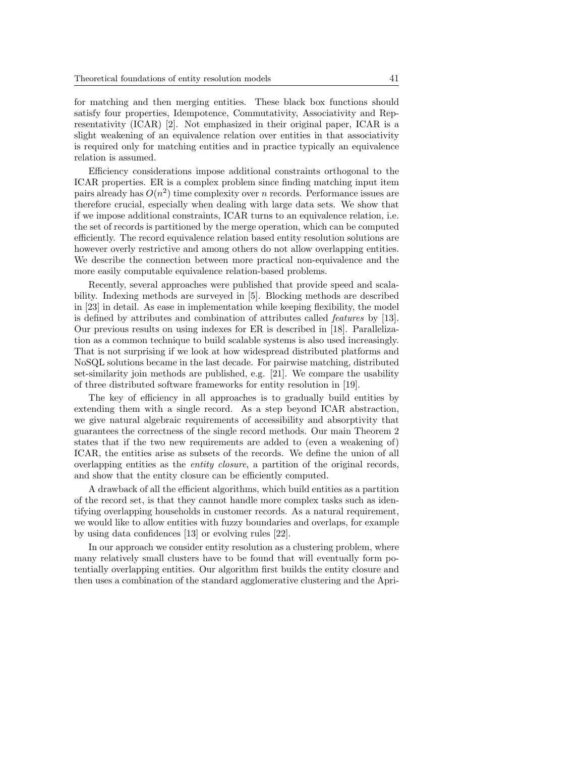for matching and then merging entities. These black box functions should satisfy four properties, Idempotence, Commutativity, Associativity and Representativity (ICAR) [2]. Not emphasized in their original paper, ICAR is a slight weakening of an equivalence relation over entities in that associativity is required only for matching entities and in practice typically an equivalence relation is assumed.

Efficiency considerations impose additional constraints orthogonal to the ICAR properties. ER is a complex problem since finding matching input item pairs already has $O(n^2)$ time complexity over $n$ records. Performance issues are therefore crucial, especially when dealing with large data sets. We show that if we impose additional constraints, ICAR turns to an equivalence relation, i.e. the set of records is partitioned by the merge operation, which can be computed efficiently. The record equivalence relation based entity resolution solutions are however overly restrictive and among others do not allow overlapping entities. We describe the connection between more practical non-equivalence and the more easily computable equivalence relation-based problems.

Recently, several approaches were published that provide speed and scalability. Indexing methods are surveyed in [5]. Blocking methods are described in [23] in detail. As ease in implementation while keeping flexibility, the model is defined by attributes and combination of attributes called *features* by [13]. Our previous results on using indexes for ER is described in [18]. Parallelization as a common technique to build scalable systems is also used increasingly. That is not surprising if we look at how widespread distributed platforms and NoSQL solutions became in the last decade. For pairwise matching, distributed set-similarity join methods are published, e.g. [21]. We compare the usability of three distributed software frameworks for entity resolution in [19].

The key of efficiency in all approaches is to gradually build entities by extending them with a single record. As a step beyond ICAR abstraction, we give natural algebraic requirements of accessibility and absorptivity that guarantees the correctness of the single record methods. Our main Theorem 2 states that if the two new requirements are added to (even a weakening of) ICAR, the entities arise as subsets of the records. We define the union of all overlapping entities as the *entity closure*, a partition of the original records, and show that the entity closure can be efficiently computed.

A drawback of all the efficient algorithms, which build entities as a partition of the record set, is that they cannot handle more complex tasks such as identifying overlapping households in customer records. As a natural requirement, we would like to allow entities with fuzzy boundaries and overlaps, for example by using data confidences [13] or evolving rules [22].

In our approach we consider entity resolution as a clustering problem, where many relatively small clusters have to be found that will eventually form potentially overlapping entities. Our algorithm first builds the entity closure and then uses a combination of the standard agglomerative clustering and the Apri-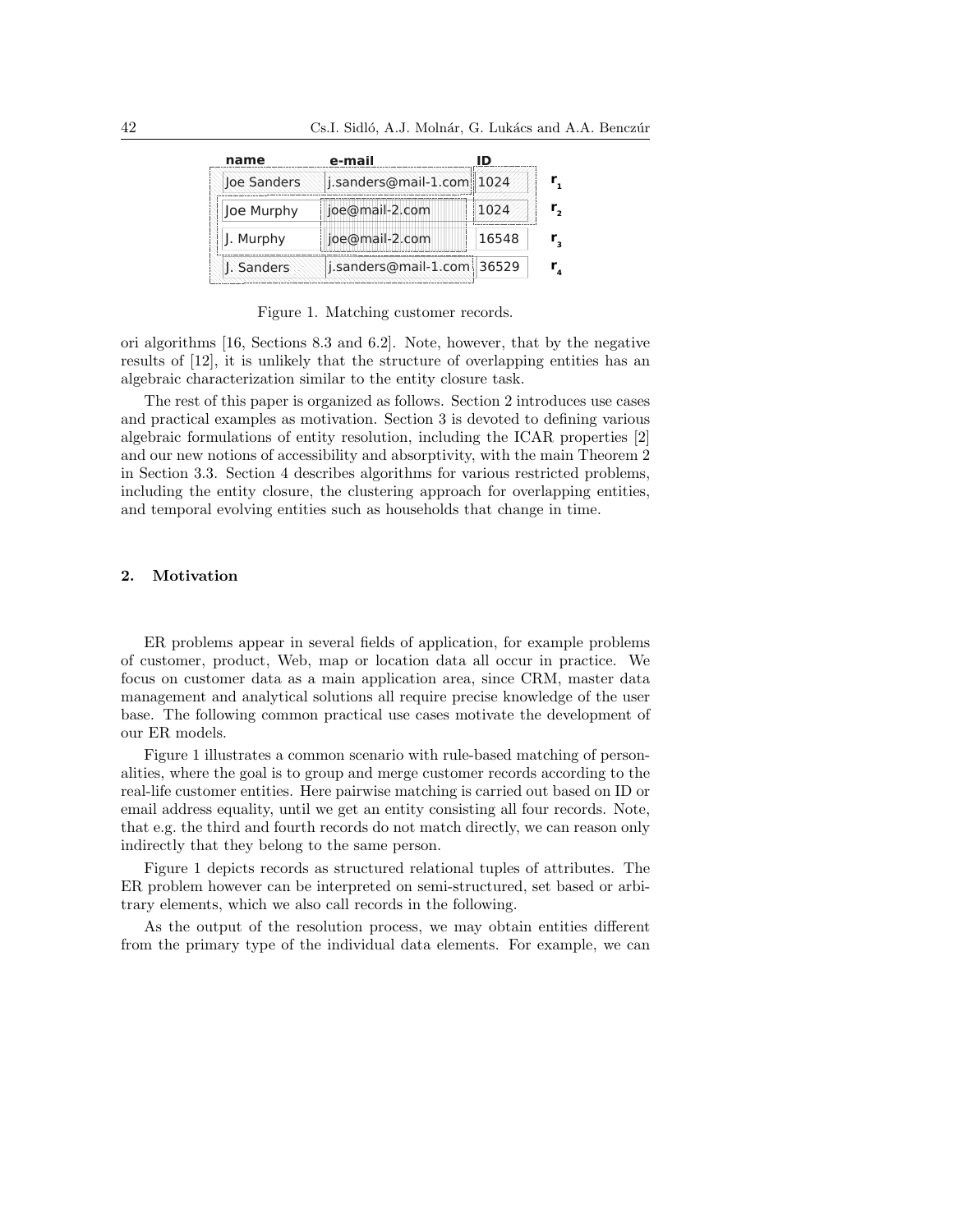| name | e-mail | ID | |
|---|---|---|---|
| Joe Sanders | j.sanders@mail-1.com | 1024 | $r_1$ |
| Joe Murphy | joe@mail-2.com | 1024 | $r_2$ |
| J. Murphy | joe@mail-2.com | 16548 | $r_3$ |
| J. Sanders | j.sanders@mail-1.com | 36529 | $r_4$ |

Figure 1. Matching customer records.

ori algorithms [16, Sections 8.3 and 6.2]. Note, however, that by the negative results of [12], it is unlikely that the structure of overlapping entities has an algebraic characterization similar to the entity closure task.

The rest of this paper is organized as follows. Section 2 introduces use cases and practical examples as motivation. Section 3 is devoted to defining various algebraic formulations of entity resolution, including the ICAR properties [2] and our new notions of accessibility and absorptivity, with the main Theorem 2 in Section 3.3. Section 4 describes algorithms for various restricted problems, including the entity closure, the clustering approach for overlapping entities, and temporal evolving entities such as households that change in time.

## 2. Motivation

ER problems appear in several fields of application, for example problems of customer, product, Web, map or location data all occur in practice. We focus on customer data as a main application area, since CRM, master data management and analytical solutions all require precise knowledge of the user base. The following common practical use cases motivate the development of our ER models.

Figure 1 illustrates a common scenario with rule-based matching of personalities, where the goal is to group and merge customer records according to the real-life customer entities. Here pairwise matching is carried out based on ID or email address equality, until we get an entity consisting all four records. Note, that e.g. the third and fourth records do not match directly, we can reason only indirectly that they belong to the same person.

Figure 1 depicts records as structured relational tuples of attributes. The ER problem however can be interpreted on semi-structured, set based or arbitrary elements, which we also call records in the following.

As the output of the resolution process, we may obtain entities different from the primary type of the individual data elements. For example, we can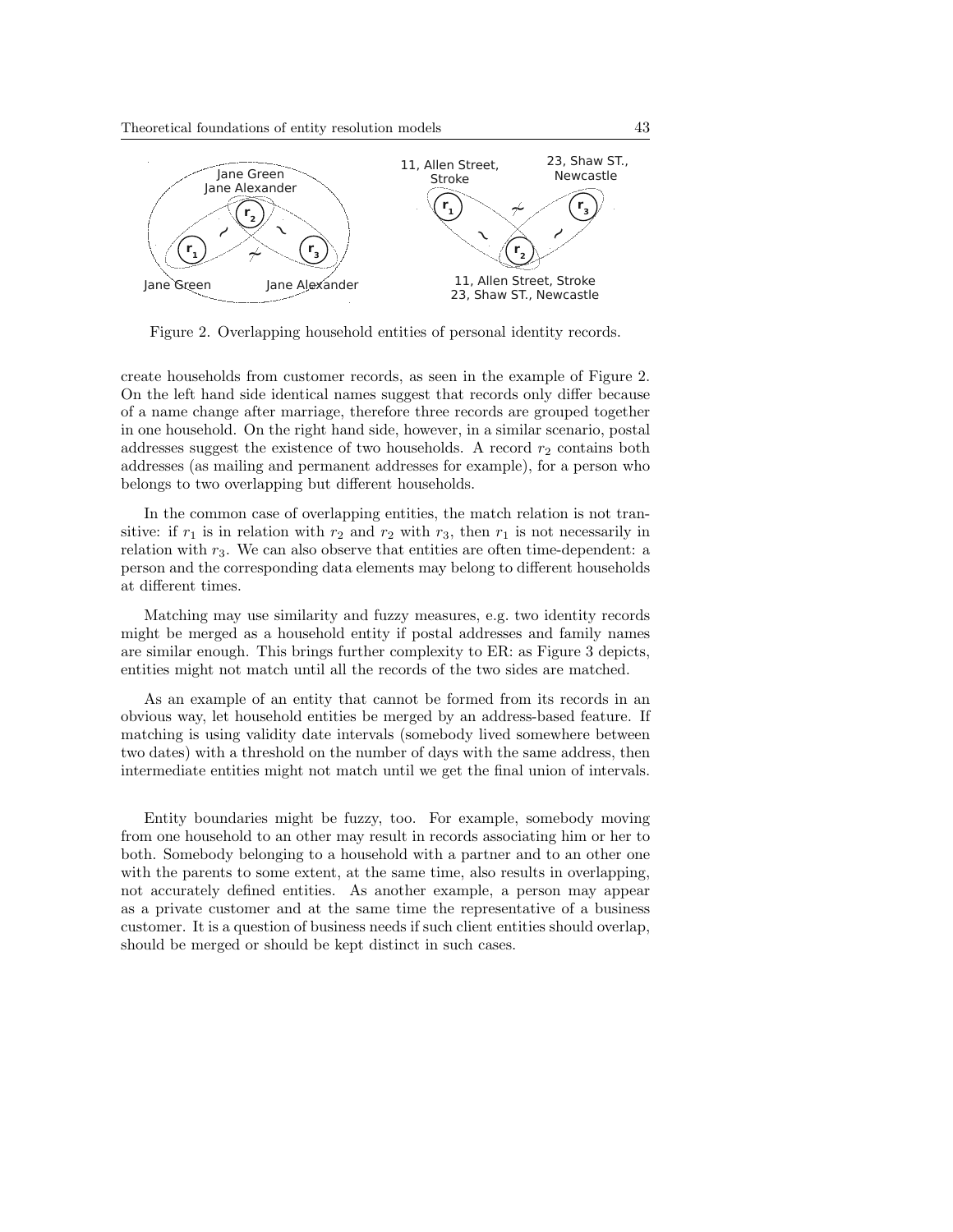Figure 2. Overlapping household entities of personal identity records.

create households from customer records, as seen in the example of Figure 2. On the left hand side identical names suggest that records only differ because of a name change after marriage, therefore three records are grouped together in one household. On the right hand side, however, in a similar scenario, postal addresses suggest the existence of two households. A record $r_2$ contains both addresses (as mailing and permanent addresses for example), for a person who belongs to two overlapping but different households.

In the common case of overlapping entities, the match relation is not transitive: if $r_1$ is in relation with $r_2$ and $r_2$ with $r_3$, then $r_1$ is not necessarily in relation with $r_3$. We can also observe that entities are often time-dependent: a person and the corresponding data elements may belong to different households at different times.

Matching may use similarity and fuzzy measures, e.g. two identity records might be merged as a household entity if postal addresses and family names are similar enough. This brings further complexity to ER: as Figure 3 depicts, entities might not match until all the records of the two sides are matched.

As an example of an entity that cannot be formed from its records in an obvious way, let household entities be merged by an address-based feature. If matching is using validity date intervals (somebody lived somewhere between two dates) with a threshold on the number of days with the same address, then intermediate entities might not match until we get the final union of intervals.

Entity boundaries might be fuzzy, too. For example, somebody moving from one household to an other may result in records associating him or her to both. Somebody belonging to a household with a partner and to an other one with the parents to some extent, at the same time, also results in overlapping, not accurately defined entities. As another example, a person may appear as a private customer and at the same time the representative of a business customer. It is a question of business needs if such client entities should overlap, should be merged or should be kept distinct in such cases.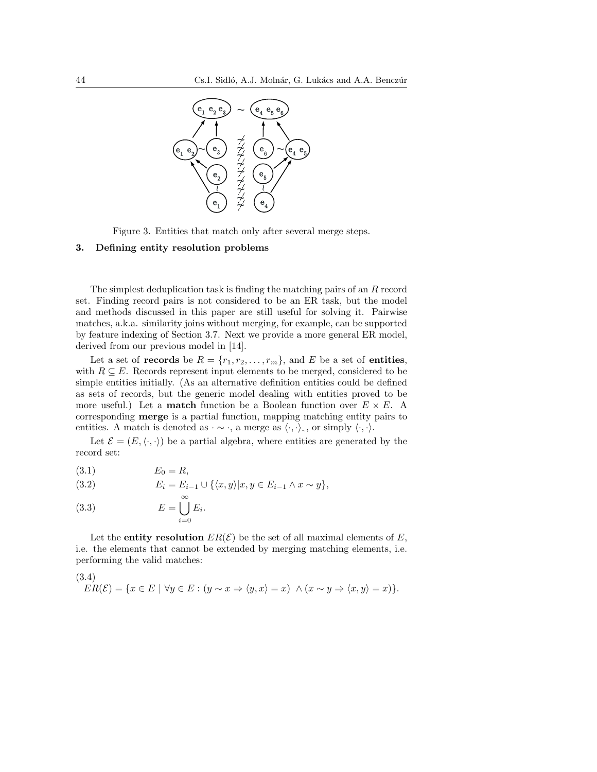Figure 3. Entities that match only after several merge steps.

## 3. Defining entity resolution problems

The simplest deduplication task is finding the matching pairs of an $R$ record set. Finding record pairs is not considered to be an ER task, but the model and methods discussed in this paper are still useful for solving it. Pairwise matches, a.k.a. similarity joins without merging, for example, can be supported by feature indexing of Section 3.7. Next we provide a more general ER model, derived from our previous model in [14].

Let a set of **records** be $R = \{r_1, r_2, \ldots, r_m\}$, and $E$ be a set of **entities**, with $R \subseteq E$. Records represent input elements to be merged, considered to be simple entities initially. (As an alternative definition entities could be defined as sets of records, but the generic model dealing with entities proved to be more useful.) Let a **match** function be a Boolean function over $E \times E$. A corresponding **merge** is a partial function, mapping matching entity pairs to entities. A match is denoted as $\cdot \sim \cdot$, a merge as $\langle \cdot, \cdot \rangle_{\sim}$, or simply $\langle \cdot, \cdot \rangle$.

Let $\mathcal{E} = (E, \langle \cdot, \cdot \rangle)$ be a partial algebra, where entities are generated by the record set:

$$E_0 = R, \tag{3.1}$$

$$E_i = E_{i-1} \cup \{\langle x, y \rangle | x, y \in E_{i-1} \wedge x \sim y\}, \tag{3.2}$$

$$E = \bigcup_{i=0}^{\infty} E_i. \tag{3.3}$$

Let the **entity resolution** $ER(\mathcal{E})$ be the set of all maximal elements of $E$, i.e. the elements that cannot be extended by merging matching elements, i.e. performing the valid matches:

$$ER(\mathcal{E}) = \{x \in E \mid \forall y \in E : (y \sim x \Rightarrow \langle y, x \rangle = x) \ \wedge (x \sim y \Rightarrow \langle x, y \rangle = x)\}. \tag{3.4}$$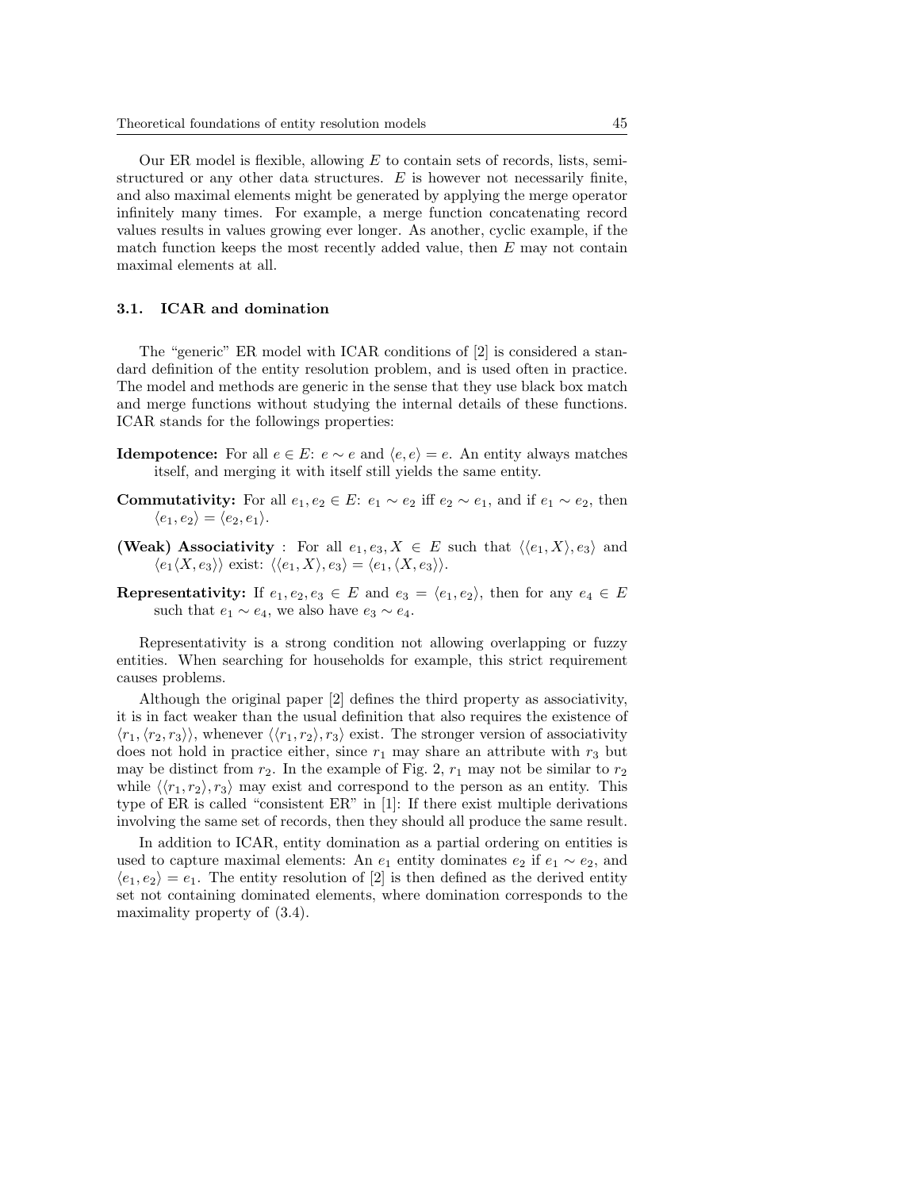Our ER model is flexible, allowing $E$ to contain sets of records, lists, semi-structured or any other data structures. $E$ is however not necessarily finite, and also maximal elements might be generated by applying the merge operator infinitely many times. For example, a merge function concatenating record values results in values growing ever longer. As another, cyclic example, if the match function keeps the most recently added value, then $E$ may not contain maximal elements at all.

### 3.1. ICAR and domination

The "generic" ER model with ICAR conditions of [2] is considered a standard definition of the entity resolution problem, and is used often in practice. The model and methods are generic in the sense that they use black box match and merge functions without studying the internal details of these functions. ICAR stands for the followings properties:

**Idempotence:** For all $e \in E$: $e \sim e$ and $\langle e, e \rangle = e$. An entity always matches itself, and merging it with itself still yields the same entity.

**Commutativity:** For all $e_1, e_2 \in E$: $e_1 \sim e_2$ iff $e_2 \sim e_1$, and if $e_1 \sim e_2$, then $\langle e_1, e_2 \rangle = \langle e_2, e_1 \rangle$.

**(Weak) Associativity** : For all $e_1, e_3, X \in E$ such that $\langle \langle e_1, X \rangle, e_3 \rangle$ and $\langle e_1 \langle X, e_3 \rangle \rangle$ exist: $\langle \langle e_1, X \rangle, e_3 \rangle = \langle e_1, \langle X, e_3 \rangle \rangle$.

**Representativity:** If $e_1, e_2, e_3 \in E$ and $e_3 = \langle e_1, e_2 \rangle$, then for any $e_4 \in E$ such that $e_1 \sim e_4$, we also have $e_3 \sim e_4$.

Representativity is a strong condition not allowing overlapping or fuzzy entities. When searching for households for example, this strict requirement causes problems.

Although the original paper [2] defines the third property as associativity, it is in fact weaker than the usual definition that also requires the existence of $\langle r_1, \langle r_2, r_3 \rangle \rangle$, whenever $\langle \langle r_1, r_2 \rangle, r_3 \rangle$ exist. The stronger version of associativity does not hold in practice either, since $r_1$ may share an attribute with $r_3$ but may be distinct from $r_2$. In the example of Fig. 2, $r_1$ may not be similar to $r_2$ while $\langle \langle r_1, r_2 \rangle, r_3 \rangle$ may exist and correspond to the person as an entity. This type of ER is called "consistent ER" in [1]: If there exist multiple derivations involving the same set of records, then they should all produce the same result.

In addition to ICAR, entity domination as a partial ordering on entities is used to capture maximal elements: An $e_1$ entity dominates $e_2$ if $e_1 \sim e_2$, and $\langle e_1, e_2 \rangle = e_1$. The entity resolution of [2] is then defined as the derived entity set not containing dominated elements, where domination corresponds to the maximality property of (3.4).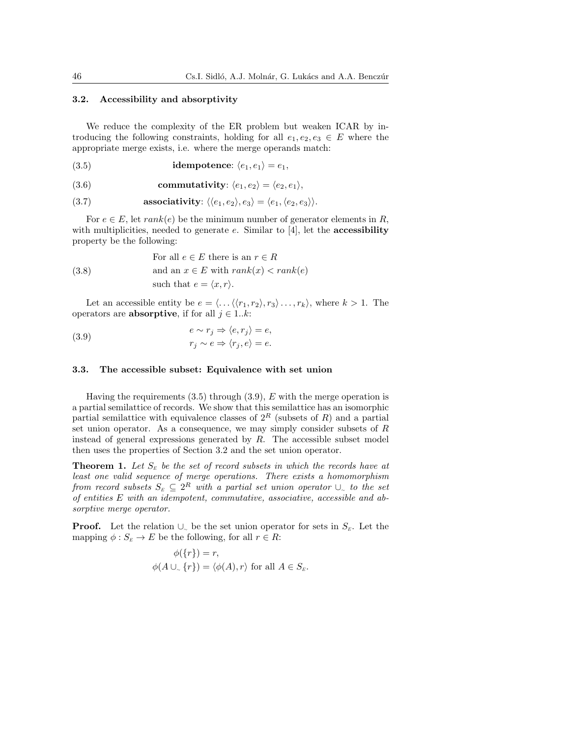### 3.2. Accessibility and absorptivity

We reduce the complexity of the ER problem but weaken ICAR by introducing the following constraints, holding for all $e_1, e_2, e_3 \in E$ where the appropriate merge exists, i.e. where the merge operands match:

$$\textbf{idempotence}: \langle e_1, e_1 \rangle = e_1, \tag{3.5}$$

$$\textbf{commutativity}: \langle e_1, e_2 \rangle = \langle e_2, e_1 \rangle, \tag{3.6}$$

$$\textbf{associativity}: \langle \langle e_1, e_2 \rangle, e_3 \rangle = \langle e_1, \langle e_2, e_3 \rangle \rangle. \tag{3.7}$$

For $e \in E$, let $rank(e)$ be the minimum number of generator elements in $R$, with multiplicities, needed to generate $e$. Similar to [4], let the **accessibility** property be the following:

$$\begin{aligned} &\text{For all } e \in E \text{ there is an } r \in R \\ &\text{and an } x \in E \text{ with } rank(x) < rank(e) \\ &\text{such that } e = \langle x, r \rangle. \end{aligned} \tag{3.8}$$

Let an accessible entity be $e = \langle \ldots \langle \langle r_1, r_2 \rangle, r_3 \rangle \ldots, r_k \rangle$, where $k > 1$. The operators are **absorptive**, if for all $j \in 1..k$:

$$\begin{aligned} e \sim r_j &\Rightarrow \langle e, r_j \rangle = e, \\ r_j \sim e &\Rightarrow \langle r_j, e \rangle = e. \end{aligned} \tag{3.9}$$

### 3.3. The accessible subset: Equivalence with set union

Having the requirements (3.5) through (3.9), $E$ with the merge operation is a partial semilattice of records. We show that this semilattice has an isomorphic partial semilattice with equivalence classes of $2^R$ (subsets of $R$) and a partial set union operator. As a consequence, we may simply consider subsets of $R$ instead of general expressions generated by $R$. The accessible subset model then uses the properties of Section 3.2 and the set union operator.

**Theorem 1.** *Let $S_E$ be the set of record subsets in which the records have at least one valid sequence of merge operations. There exists a homomorphism from record subsets $S_E \subseteq 2^R$ with a partial set union operator $\cup_\sim$ to the set of entities $E$ with an idempotent, commutative, associative, accessible and absorptive merge operator.*

**Proof.** Let the relation $\cup_\sim$ be the set union operator for sets in $S_E$. Let the mapping $\phi : S_E \to E$ be the following, for all $r \in R$:

$$\begin{aligned} \phi(\{r\}) &= r, \\ \phi(A \cup_\sim \{r\}) &= \langle \phi(A), r \rangle \text{ for all } A \in S_E. \end{aligned}$$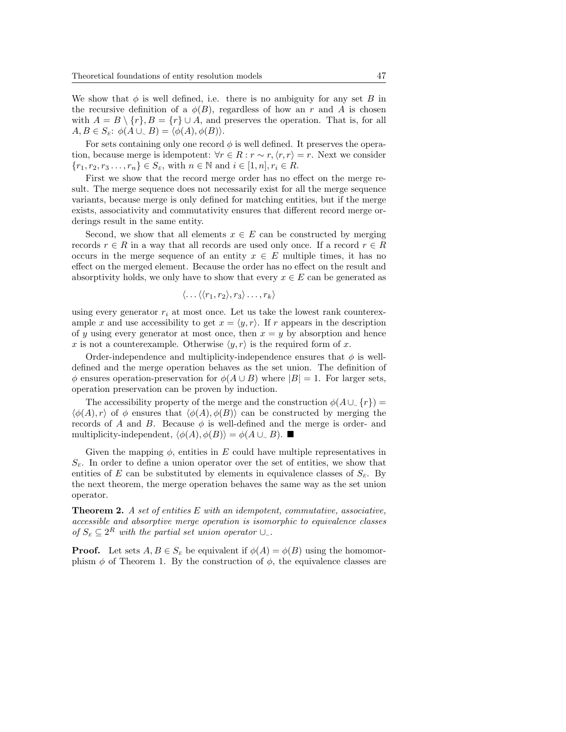We show that $\phi$ is well defined, i.e. there is no ambiguity for any set $B$ in the recursive definition of a $\phi(B)$, regardless of how an $r$ and $A$ is chosen with $A = B \setminus \{r\}, B = \{r\} \cup A$, and preserves the operation. That is, for all $A, B \in S_E$: $\phi(A \cup_\sim B) = \langle \phi(A), \phi(B) \rangle$.

For sets containing only one record $\phi$ is well defined. It preserves the operation, because merge is idempotent: $\forall r \in R : r \sim r, \langle r, r \rangle = r$. Next we consider $\{r_1, r_2, r_3 \ldots, r_n\} \in S_E$, with $n \in \mathbb{N}$ and $i \in [1, n], r_i \in R$.

First we show that the record merge order has no effect on the merge result. The merge sequence does not necessarily exist for all the merge sequence variants, because merge is only defined for matching entities, but if the merge exists, associativity and commutativity ensures that different record merge orderings result in the same entity.

Second, we show that all elements $x \in E$ can be constructed by merging records $r \in R$ in a way that all records are used only once. If a record $r \in R$ occurs in the merge sequence of an entity $x \in E$ multiple times, it has no effect on the merged element. Because the order has no effect on the result and absorptivity holds, we only have to show that every $x \in E$ can be generated as

$$\langle \ldots \langle \langle r_1, r_2 \rangle, r_3 \rangle \ldots, r_k \rangle$$

using every generator $r_i$ at most once. Let us take the lowest rank counterexample $x$ and use accessibility to get $x = \langle y, r \rangle$. If $r$ appears in the description of $y$ using every generator at most once, then $x = y$ by absorption and hence $x$ is not a counterexample. Otherwise $\langle y, r \rangle$ is the required form of $x$.

Order-independence and multiplicity-independence ensures that $\phi$ is well-defined and the merge operation behaves as the set union. The definition of $\phi$ ensures operation-preservation for $\phi(A \cup B)$ where $|B| = 1$. For larger sets, operation preservation can be proven by induction.

The accessibility property of the merge and the construction $\phi(A \cup_\sim \{r\}) = \langle \phi(A), r \rangle$ of $\phi$ ensures that $\langle \phi(A), \phi(B) \rangle$ can be constructed by merging the records of $A$ and $B$. Because $\phi$ is well-defined and the merge is order- and multiplicity-independent, $\langle \phi(A), \phi(B) \rangle = \phi(A \cup_\sim B)$. ■

Given the mapping $\phi$, entities in $E$ could have multiple representatives in $S_E$. In order to define a union operator over the set of entities, we show that entities of $E$ can be substituted by elements in equivalence classes of $S_E$. By the next theorem, the merge operation behaves the same way as the set union operator.

**Theorem 2.** *A set of entities $E$ with an idempotent, commutative, associative, accessible and absorptive merge operation is isomorphic to equivalence classes of $S_E \subseteq 2^R$ with the partial set union operator $\cup_\sim$.*

**Proof.** Let sets $A, B \in S_E$ be equivalent if $\phi(A) = \phi(B)$ using the homomorphism $\phi$ of Theorem 1. By the construction of $\phi$, the equivalence classes are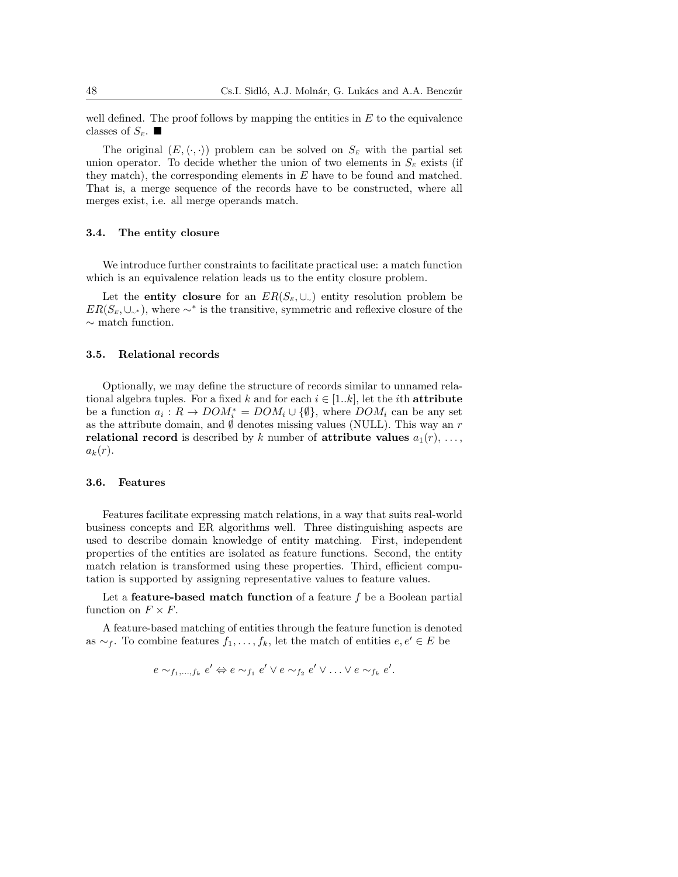well defined. The proof follows by mapping the entities in $E$ to the equivalence classes of $S_E$. ■

The original $(E, \langle\cdot,\cdot\rangle)$ problem can be solved on $S_E$ with the partial set union operator. To decide whether the union of two elements in $S_E$ exists (if they match), the corresponding elements in $E$ have to be found and matched. That is, a merge sequence of the records have to be constructed, where all merges exist, i.e. all merge operands match.

### 3.4. The entity closure

We introduce further constraints to facilitate practical use: a match function which is an equivalence relation leads us to the entity closure problem.

Let the **entity closure** for an $ER(S_E, \cup_\sim)$ entity resolution problem be $ER(S_E, \cup_{\sim^*})$, where $\sim^*$ is the transitive, symmetric and reflexive closure of the $\sim$ match function.

### 3.5. Relational records

Optionally, we may define the structure of records similar to unnamed relational algebra tuples. For a fixed $k$ and for each $i \in [1..k]$, let the $i$th **attribute** be a function $a_i : R \to DOM_i^* = DOM_i \cup \{\emptyset\}$, where $DOM_i$ can be any set as the attribute domain, and $\emptyset$ denotes missing values (NULL). This way an $r$ **relational record** is described by $k$ number of **attribute values** $a_1(r), \ldots, a_k(r)$.

### 3.6. Features

Features facilitate expressing match relations, in a way that suits real-world business concepts and ER algorithms well. Three distinguishing aspects are used to describe domain knowledge of entity matching. First, independent properties of the entities are isolated as feature functions. Second, the entity match relation is transformed using these properties. Third, efficient computation is supported by assigning representative values to feature values.

Let a **feature-based match function** of a feature $f$ be a Boolean partial function on $F \times F$.

A feature-based matching of entities through the feature function is denoted as $\sim_f$. To combine features $f_1, \ldots, f_k$, let the match of entities $e, e' \in E$ be

$$e \sim_{f_1,\ldots,f_k} e' \Leftrightarrow e \sim_{f_1} e' \vee e \sim_{f_2} e' \vee \ldots \vee e \sim_{f_k} e'.$$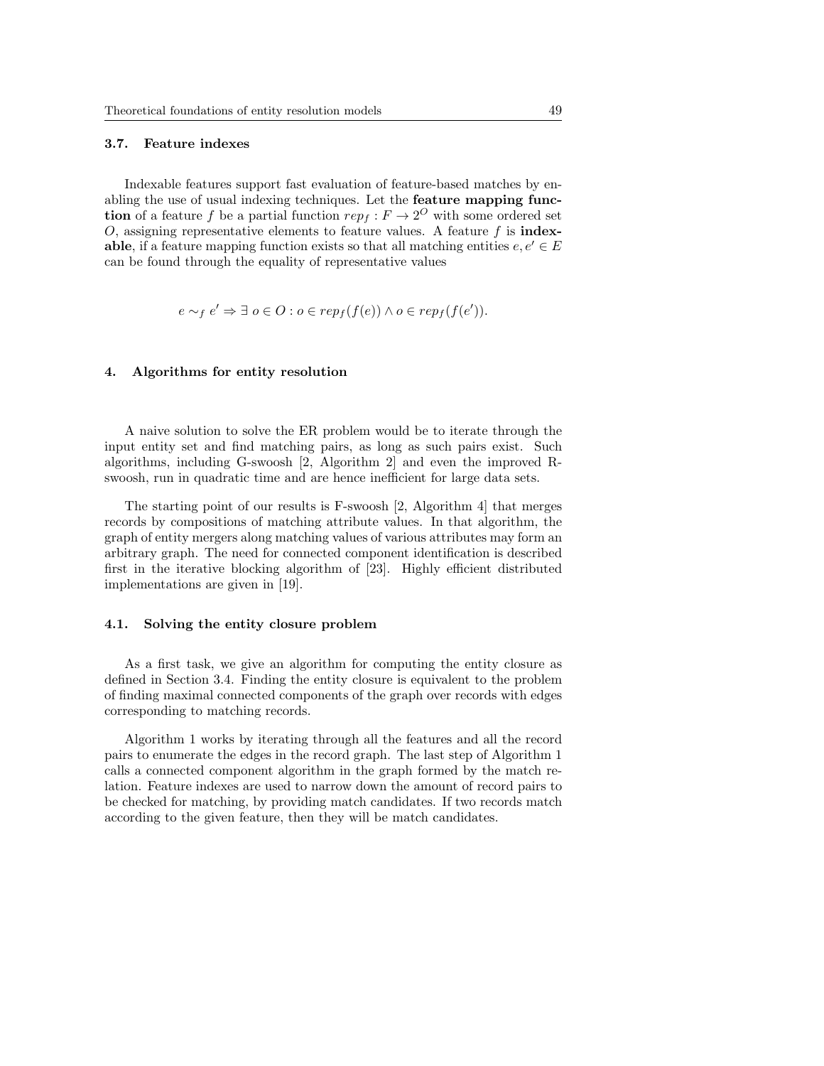### 3.7. Feature indexes

Indexable features support fast evaluation of feature-based matches by enabling the use of usual indexing techniques. Let the **feature mapping function** of a feature $f$ be a partial function $rep_f : F \to 2^O$ with some ordered set $O$, assigning representative elements to feature values. A feature $f$ is **indexable**, if a feature mapping function exists so that all matching entities $e, e' \in E$ can be found through the equality of representative values

$$e \sim_f e' \Rightarrow \exists\, o \in O : o \in rep_f(f(e)) \wedge o \in rep_f(f(e')).$$

## 4. Algorithms for entity resolution

A naive solution to solve the ER problem would be to iterate through the input entity set and find matching pairs, as long as such pairs exist. Such algorithms, including G-swoosh [2, Algorithm 2] and even the improved R-swoosh, run in quadratic time and are hence inefficient for large data sets.

The starting point of our results is F-swoosh [2, Algorithm 4] that merges records by compositions of matching attribute values. In that algorithm, the graph of entity mergers along matching values of various attributes may form an arbitrary graph. The need for connected component identification is described first in the iterative blocking algorithm of [23]. Highly efficient distributed implementations are given in [19].

### 4.1. Solving the entity closure problem

As a first task, we give an algorithm for computing the entity closure as defined in Section 3.4. Finding the entity closure is equivalent to the problem of finding maximal connected components of the graph over records with edges corresponding to matching records.

Algorithm 1 works by iterating through all the features and all the record pairs to enumerate the edges in the record graph. The last step of Algorithm 1 calls a connected component algorithm in the graph formed by the match relation. Feature indexes are used to narrow down the amount of record pairs to be checked for matching, by providing match candidates. If two records match according to the given feature, then they will be match candidates.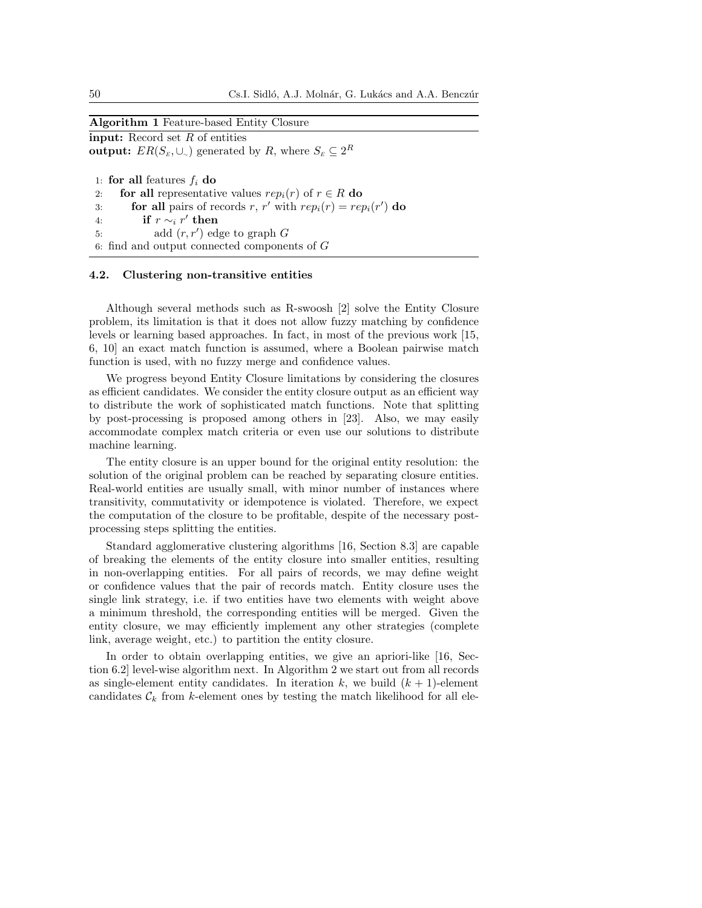**Algorithm 1** Feature-based Entity Closure

**input:** Record set $R$ of entities
**output:** $ER(S_E, \cup_\sim)$ generated by $R$, where $S_E \subseteq 2^R$

```
1: for all features f_i do
2:    for all representative values rep_i(r) of r ∈ R do
3:       for all pairs of records r, r' with rep_i(r) = rep_i(r') do
4:          if r ~_i r' then
5:             add (r, r') edge to graph G
6: find and output connected components of G
```

### 4.2. Clustering non-transitive entities

Although several methods such as R-swoosh [2] solve the Entity Closure problem, its limitation is that it does not allow fuzzy matching by confidence levels or learning based approaches. In fact, in most of the previous work [15, 6, 10] an exact match function is assumed, where a Boolean pairwise match function is used, with no fuzzy merge and confidence values.

We progress beyond Entity Closure limitations by considering the closures as efficient candidates. We consider the entity closure output as an efficient way to distribute the work of sophisticated match functions. Note that splitting by post-processing is proposed among others in [23]. Also, we may easily accommodate complex match criteria or even use our solutions to distribute machine learning.

The entity closure is an upper bound for the original entity resolution: the solution of the original problem can be reached by separating closure entities. Real-world entities are usually small, with minor number of instances where transitivity, commutativity or idempotence is violated. Therefore, we expect the computation of the closure to be profitable, despite of the necessary post-processing steps splitting the entities.

Standard agglomerative clustering algorithms [16, Section 8.3] are capable of breaking the elements of the entity closure into smaller entities, resulting in non-overlapping entities. For all pairs of records, we may define weight or confidence values that the pair of records match. Entity closure uses the single link strategy, i.e. if two entities have two elements with weight above a minimum threshold, the corresponding entities will be merged. Given the entity closure, we may efficiently implement any other strategies (complete link, average weight, etc.) to partition the entity closure.

In order to obtain overlapping entities, we give an apriori-like [16, Section 6.2] level-wise algorithm next. In Algorithm 2 we start out from all records as single-element entity candidates. In iteration $k$, we build $(k+1)$-element candidates $\mathcal{C}_k$ from $k$-element ones by testing the match likelihood for all ele-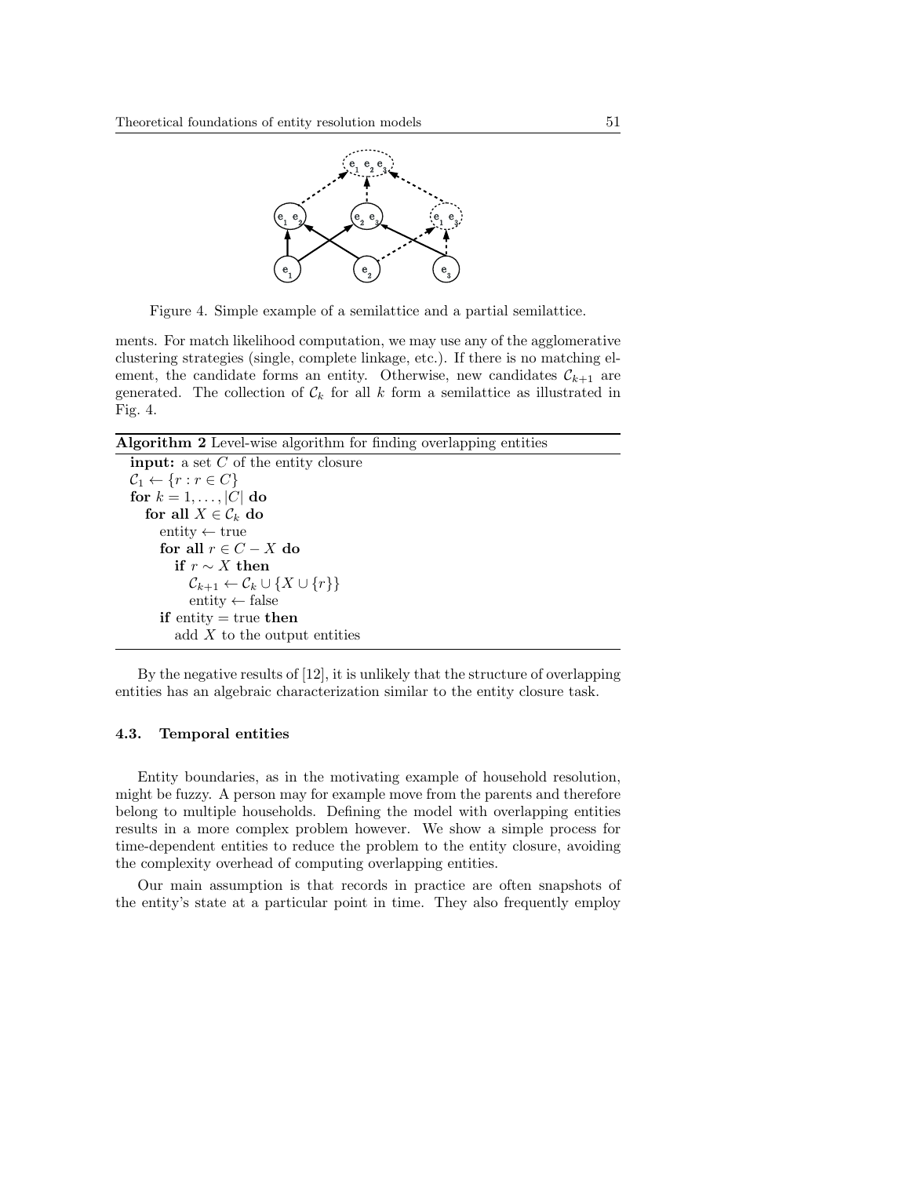Figure 4. Simple example of a semilattice and a partial semilattice.

ments. For match likelihood computation, we may use any of the agglomerative clustering strategies (single, complete linkage, etc.). If there is no matching element, the candidate forms an entity. Otherwise, new candidates $\mathcal{C}_{k+1}$ are generated. The collection of $\mathcal{C}_k$ for all $k$ form a semilattice as illustrated in Fig. 4.

**Algorithm 2** Level-wise algorithm for finding overlapping entities

> **input:** a set $C$ of the entity closure
> $\mathcal{C}_1 \leftarrow \{r : r \in C\}$
> **for** $k = 1, \ldots, |C|$ **do**
>   **for all** $X \in \mathcal{C}_k$ **do**
>     entity $\leftarrow$ true
>     **for all** $r \in C - X$ **do**
>       **if** $r \sim X$ **then**
>         $\mathcal{C}_{k+1} \leftarrow \mathcal{C}_k \cup \{X \cup \{r\}\}$
>         entity $\leftarrow$ false
>     **if** entity = true **then**
>       add $X$ to the output entities

By the negative results of [12], it is unlikely that the structure of overlapping entities has an algebraic characterization similar to the entity closure task.

### 4.3. Temporal entities

Entity boundaries, as in the motivating example of household resolution, might be fuzzy. A person may for example move from the parents and therefore belong to multiple households. Defining the model with overlapping entities results in a more complex problem however. We show a simple process for time-dependent entities to reduce the problem to the entity closure, avoiding the complexity overhead of computing overlapping entities.

Our main assumption is that records in practice are often snapshots of the entity's state at a particular point in time. They also frequently employ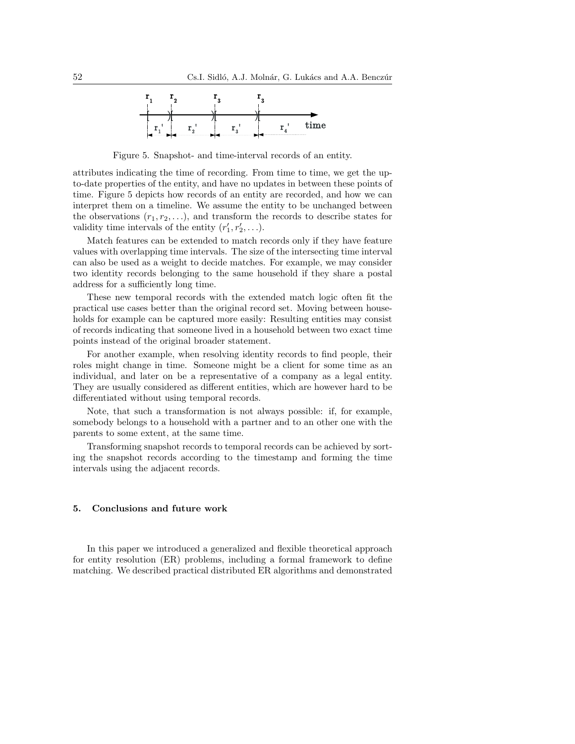Figure 5. Snapshot- and time-interval records of an entity.

attributes indicating the time of recording. From time to time, we get the up-to-date properties of the entity, and have no updates in between these points of time. Figure 5 depicts how records of an entity are recorded, and how we can interpret them on a timeline. We assume the entity to be unchanged between the observations $(r_1, r_2, \ldots)$, and transform the records to describe states for validity time intervals of the entity $(r'_1, r'_2, \ldots)$.

Match features can be extended to match records only if they have feature values with overlapping time intervals. The size of the intersecting time interval can also be used as a weight to decide matches. For example, we may consider two identity records belonging to the same household if they share a postal address for a sufficiently long time.

These new temporal records with the extended match logic often fit the practical use cases better than the original record set. Moving between households for example can be captured more easily: Resulting entities may consist of records indicating that someone lived in a household between two exact time points instead of the original broader statement.

For another example, when resolving identity records to find people, their roles might change in time. Someone might be a client for some time as an individual, and later on be a representative of a company as a legal entity. They are usually considered as different entities, which are however hard to be differentiated without using temporal records.

Note, that such a transformation is not always possible: if, for example, somebody belongs to a household with a partner and to an other one with the parents to some extent, at the same time.

Transforming snapshot records to temporal records can be achieved by sorting the snapshot records according to the timestamp and forming the time intervals using the adjacent records.

## 5. Conclusions and future work

In this paper we introduced a generalized and flexible theoretical approach for entity resolution (ER) problems, including a formal framework to define matching. We described practical distributed ER algorithms and demonstrated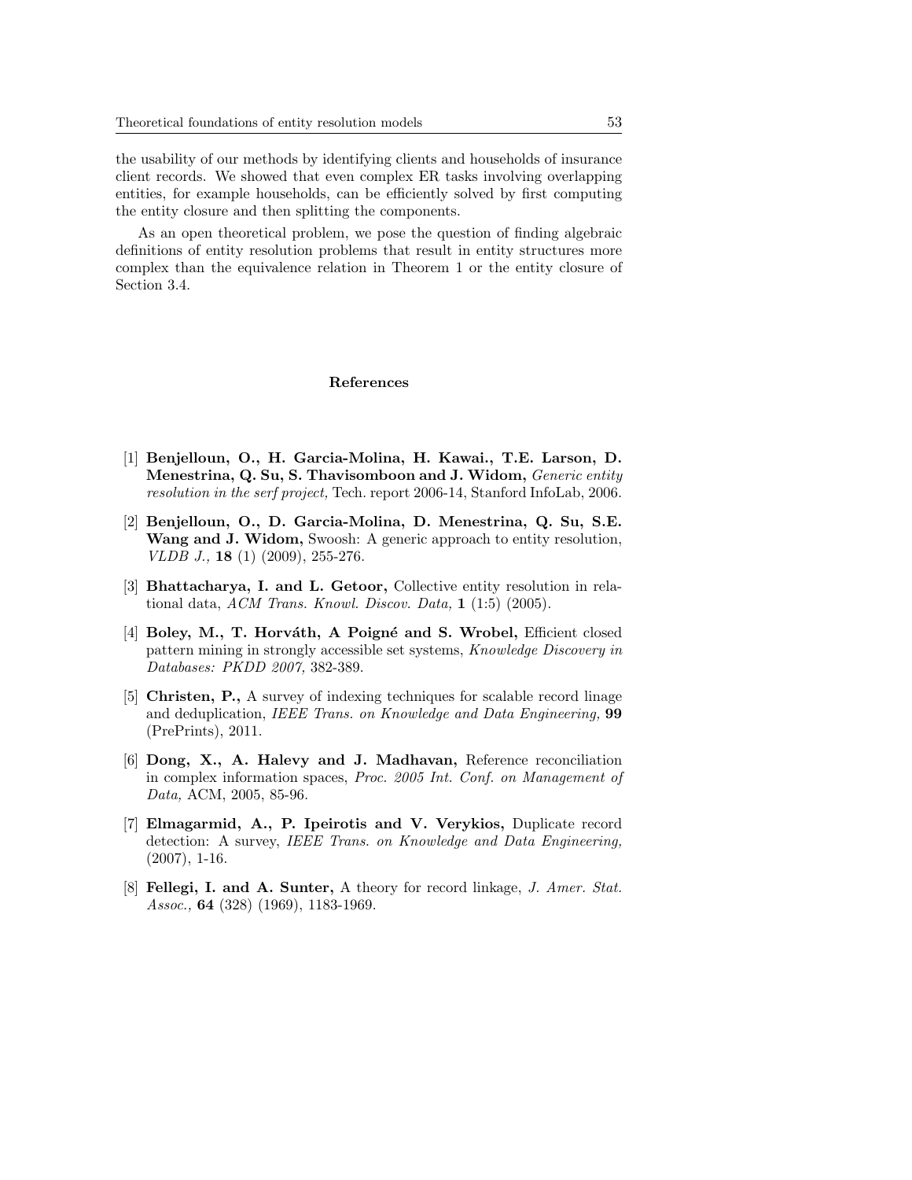the usability of our methods by identifying clients and households of insurance client records. We showed that even complex ER tasks involving overlapping entities, for example households, can be efficiently solved by first computing the entity closure and then splitting the components.

As an open theoretical problem, we pose the question of finding algebraic definitions of entity resolution problems that result in entity structures more complex than the equivalence relation in Theorem 1 or the entity closure of Section 3.4.

## References

[1] **Benjelloun, O., H. Garcia-Molina, H. Kawai., T.E. Larson, D. Menestrina, Q. Su, S. Thavisomboon and J. Widom,** *Generic entity resolution in the serf project,* Tech. report 2006-14, Stanford InfoLab, 2006.

[2] **Benjelloun, O., D. Garcia-Molina, D. Menestrina, Q. Su, S.E. Wang and J. Widom,** Swoosh: A generic approach to entity resolution, *VLDB J.,* **18** (1) (2009), 255-276.

[3] **Bhattacharya, I. and L. Getoor,** Collective entity resolution in relational data, *ACM Trans. Knowl. Discov. Data,* **1** (1:5) (2005).

[4] **Boley, M., T. Horváth, A Poigné and S. Wrobel,** Efficient closed pattern mining in strongly accessible set systems, *Knowledge Discovery in Databases: PKDD 2007,* 382-389.

[5] **Christen, P.,** A survey of indexing techniques for scalable record linage and deduplication, *IEEE Trans. on Knowledge and Data Engineering,* **99** (PrePrints), 2011.

[6] **Dong, X., A. Halevy and J. Madhavan,** Reference reconciliation in complex information spaces, *Proc. 2005 Int. Conf. on Management of Data,* ACM, 2005, 85-96.

[7] **Elmagarmid, A., P. Ipeirotis and V. Verykios,** Duplicate record detection: A survey, *IEEE Trans. on Knowledge and Data Engineering,* (2007), 1-16.

[8] **Fellegi, I. and A. Sunter,** A theory for record linkage, *J. Amer. Stat. Assoc.,* **64** (328) (1969), 1183-1969.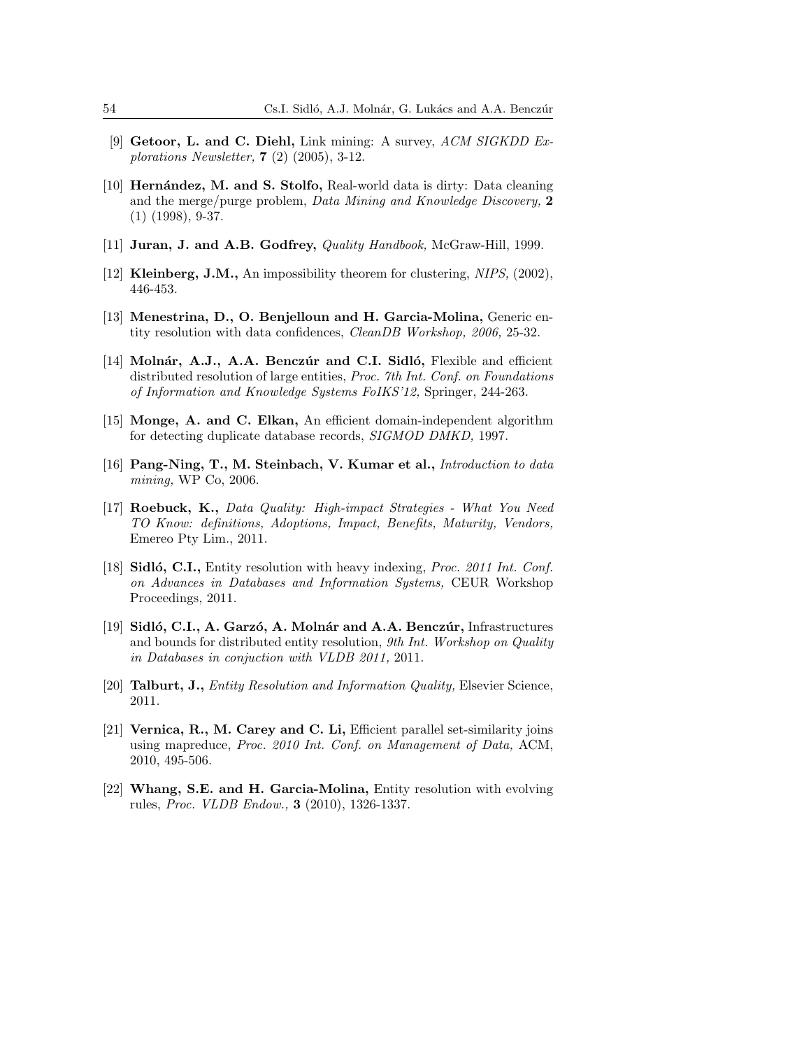[9] **Getoor, L. and C. Diehl,** Link mining: A survey, *ACM SIGKDD Explorations Newsletter,* **7** (2) (2005), 3-12.

[10] **Hernández, M. and S. Stolfo,** Real-world data is dirty: Data cleaning and the merge/purge problem, *Data Mining and Knowledge Discovery,* **2** (1) (1998), 9-37.

[11] **Juran, J. and A.B. Godfrey,** *Quality Handbook,* McGraw-Hill, 1999.

[12] **Kleinberg, J.M.,** An impossibility theorem for clustering, *NIPS,* (2002), 446-453.

[13] **Menestrina, D., O. Benjelloun and H. Garcia-Molina,** Generic entity resolution with data confidences, *CleanDB Workshop, 2006,* 25-32.

[14] **Molnár, A.J., A.A. Benczúr and C.I. Sidló,** Flexible and efficient distributed resolution of large entities, *Proc. 7th Int. Conf. on Foundations of Information and Knowledge Systems FoIKS'12,* Springer, 244-263.

[15] **Monge, A. and C. Elkan,** An efficient domain-independent algorithm for detecting duplicate database records, *SIGMOD DMKD,* 1997.

[16] **Pang-Ning, T., M. Steinbach, V. Kumar et al.,** *Introduction to data mining,* WP Co, 2006.

[17] **Roebuck, K.,** *Data Quality: High-impact Strategies - What You Need TO Know: definitions, Adoptions, Impact, Benefits, Maturity, Vendors,* Emereo Pty Lim., 2011.

[18] **Sidló, C.I.,** Entity resolution with heavy indexing, *Proc. 2011 Int. Conf. on Advances in Databases and Information Systems,* CEUR Workshop Proceedings, 2011.

[19] **Sidló, C.I., A. Garzó, A. Molnár and A.A. Benczúr,** Infrastructures and bounds for distributed entity resolution, *9th Int. Workshop on Quality in Databases in conjuction with VLDB 2011,* 2011.

[20] **Talburt, J.,** *Entity Resolution and Information Quality,* Elsevier Science, 2011.

[21] **Vernica, R., M. Carey and C. Li,** Efficient parallel set-similarity joins using mapreduce, *Proc. 2010 Int. Conf. on Management of Data,* ACM, 2010, 495-506.

[22] **Whang, S.E. and H. Garcia-Molina,** Entity resolution with evolving rules, *Proc. VLDB Endow.,* **3** (2010), 1326-1337.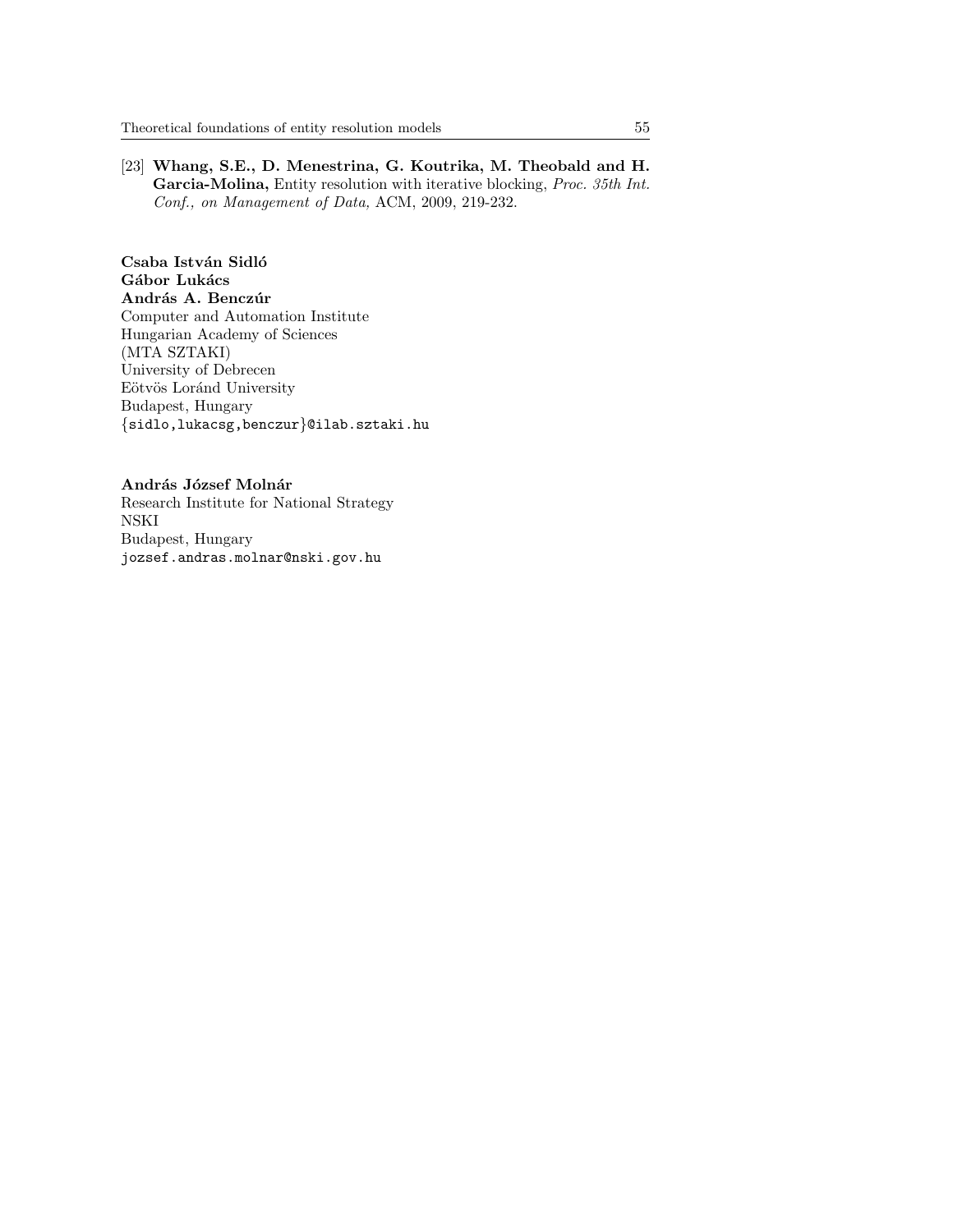[23] **Whang, S.E., D. Menestrina, G. Koutrika, M. Theobald and H. Garcia-Molina,** Entity resolution with iterative blocking, *Proc. 35th Int. Conf., on Management of Data,* ACM, 2009, 219-232.

**Csaba István Sidló**
**Gábor Lukács**
**András A. Benczúr**
Computer and Automation Institute
Hungarian Academy of Sciences
(MTA SZTAKI)
University of Debrecen
Eötvös Loránd University
Budapest, Hungary
{sidlo,lukacsg,benczur}@ilab.sztaki.hu

**András József Molnár**
Research Institute for National Strategy
NSKI
Budapest, Hungary
jozsef.andras.molnar@nski.gov.hu